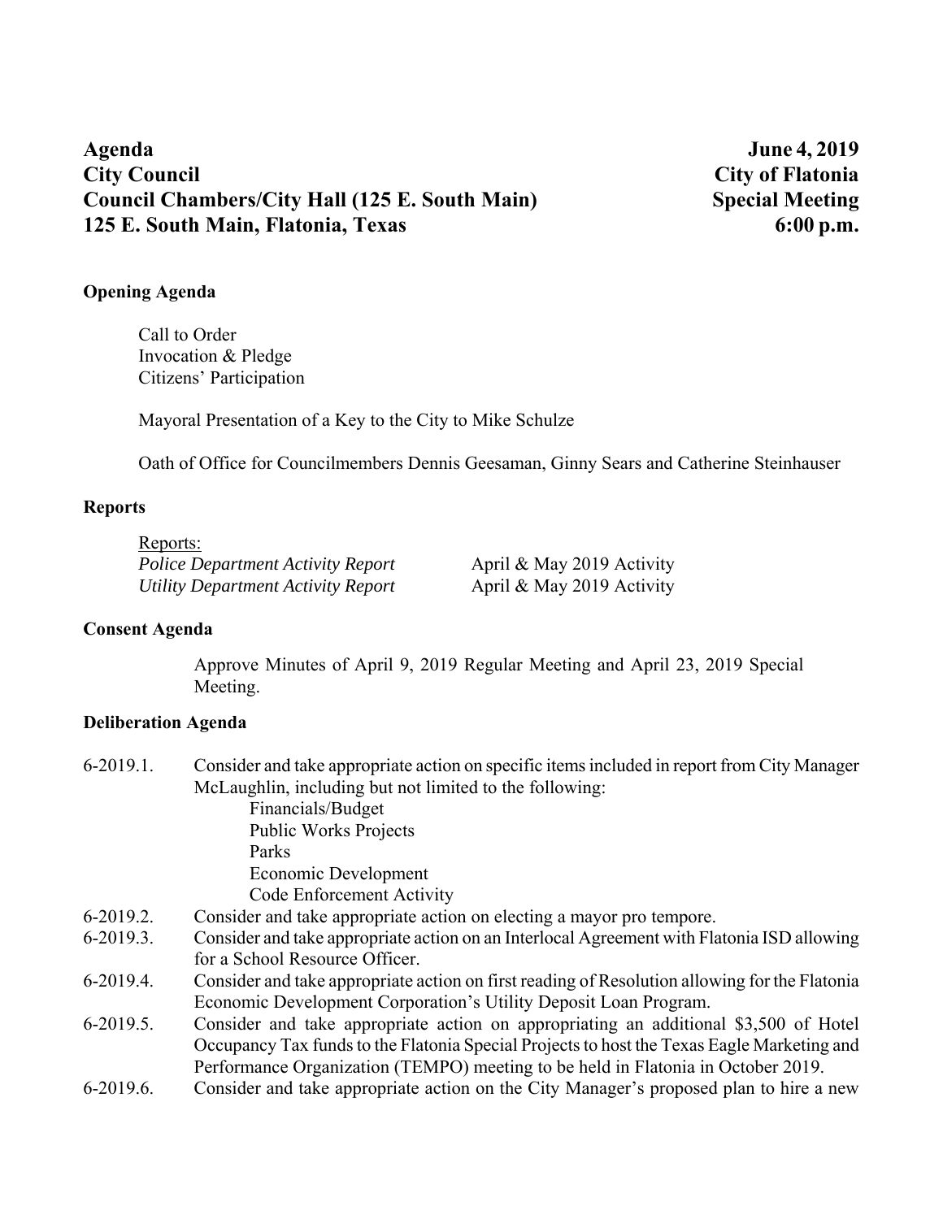**Agenda** **June 4, 2019**
**City Council** **City of Flatonia**
**Council Chambers/City Hall (125 E. South Main)** **Special Meeting**
**125 E. South Main, Flatonia, Texas** **6:00 p.m.**

**Opening Agenda**

Call to Order
Invocation & Pledge
Citizens' Participation

Mayoral Presentation of a Key to the City to Mike Schulze

Oath of Office for Councilmembers Dennis Geesaman, Ginny Sears and Catherine Steinhauser

**Reports**

Reports:

| | |
|---|---|
| *Police Department Activity Report* | April & May 2019 Activity |
| *Utility Department Activity Report* | April & May 2019 Activity |

**Consent Agenda**

Approve Minutes of April 9, 2019 Regular Meeting and April 23, 2019 Special Meeting.

**Deliberation Agenda**

6-2019.1. Consider and take appropriate action on specific items included in report from City Manager McLaughlin, including but not limited to the following:
- Financials/Budget
- Public Works Projects
- Parks
- Economic Development
- Code Enforcement Activity

6-2019.2. Consider and take appropriate action on electing a mayor pro tempore.

6-2019.3. Consider and take appropriate action on an Interlocal Agreement with Flatonia ISD allowing for a School Resource Officer.

6-2019.4. Consider and take appropriate action on first reading of Resolution allowing for the Flatonia Economic Development Corporation's Utility Deposit Loan Program.

6-2019.5. Consider and take appropriate action on appropriating an additional $3,500 of Hotel Occupancy Tax funds to the Flatonia Special Projects to host the Texas Eagle Marketing and Performance Organization (TEMPO) meeting to be held in Flatonia in October 2019.

6-2019.6. Consider and take appropriate action on the City Manager's proposed plan to hire a new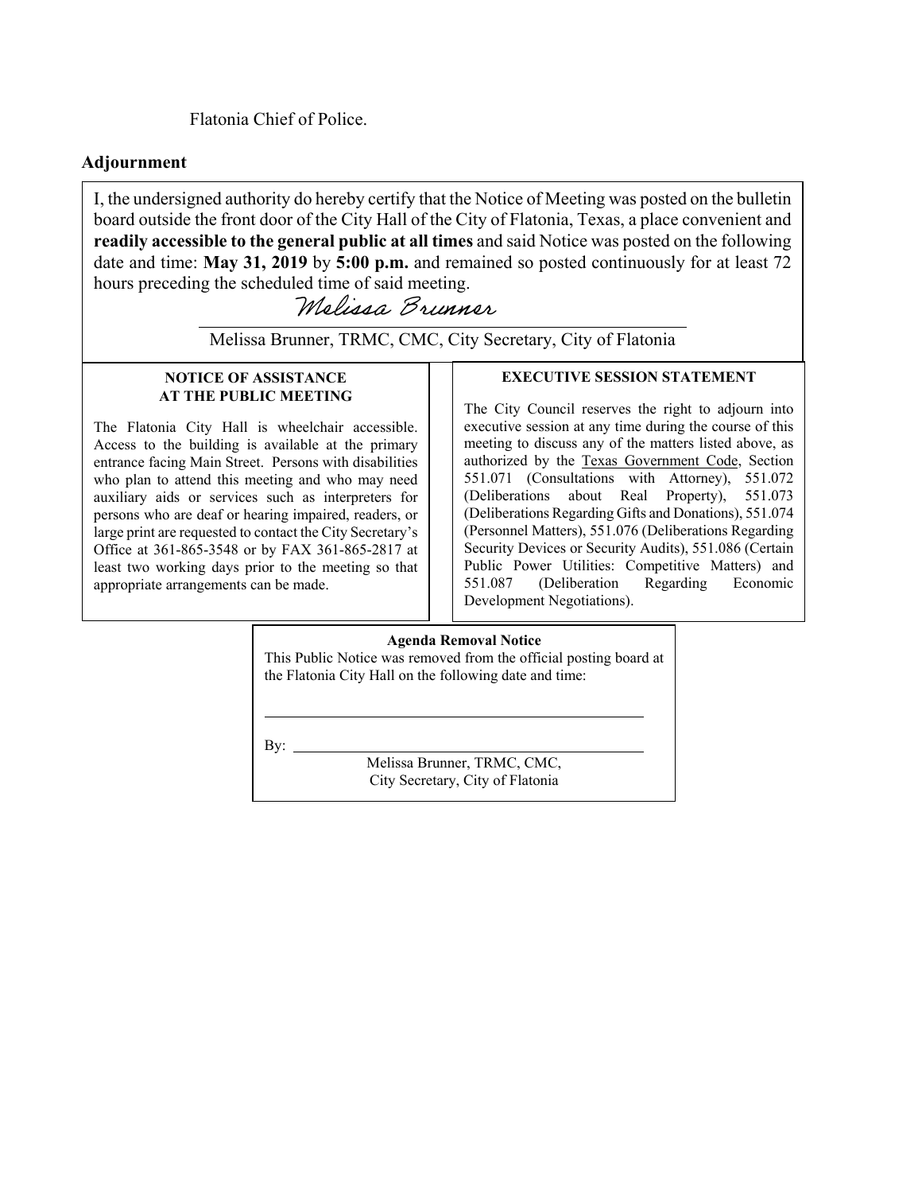Flatonia Chief of Police.

**Adjournment**

I, the undersigned authority do hereby certify that the Notice of Meeting was posted on the bulletin board outside the front door of the City Hall of the City of Flatonia, Texas, a place convenient and **readily accessible to the general public at all times** and said Notice was posted on the following date and time: **May 31, 2019** by **5:00 p.m.** and remained so posted continuously for at least 72 hours preceding the scheduled time of said meeting.

*Melissa Brunner*

Melissa Brunner, TRMC, CMC, City Secretary, City of Flatonia

**NOTICE OF ASSISTANCE AT THE PUBLIC MEETING**

The Flatonia City Hall is wheelchair accessible. Access to the building is available at the primary entrance facing Main Street. Persons with disabilities who plan to attend this meeting and who may need auxiliary aids or services such as interpreters for persons who are deaf or hearing impaired, readers, or large print are requested to contact the City Secretary's Office at 361-865-3548 or by FAX 361-865-2817 at least two working days prior to the meeting so that appropriate arrangements can be made.

**EXECUTIVE SESSION STATEMENT**

The City Council reserves the right to adjourn into executive session at any time during the course of this meeting to discuss any of the matters listed above, as authorized by the Texas Government Code, Section 551.071 (Consultations with Attorney), 551.072 (Deliberations about Real Property), 551.073 (Deliberations Regarding Gifts and Donations), 551.074 (Personnel Matters), 551.076 (Deliberations Regarding Security Devices or Security Audits), 551.086 (Certain Public Power Utilities: Competitive Matters) and 551.087 (Deliberation Regarding Economic Development Negotiations).

**Agenda Removal Notice**

This Public Notice was removed from the official posting board at the Flatonia City Hall on the following date and time:

\_\_\_\_\_\_\_\_\_\_\_\_\_\_\_\_\_\_\_\_\_\_\_\_\_\_\_\_\_\_\_\_\_\_\_\_\_\_\_\_

By: \_\_\_\_\_\_\_\_\_\_\_\_\_\_\_\_\_\_\_\_\_\_\_\_\_\_\_\_\_\_\_\_\_\_\_\_\_\_

Melissa Brunner, TRMC, CMC,
City Secretary, City of Flatonia